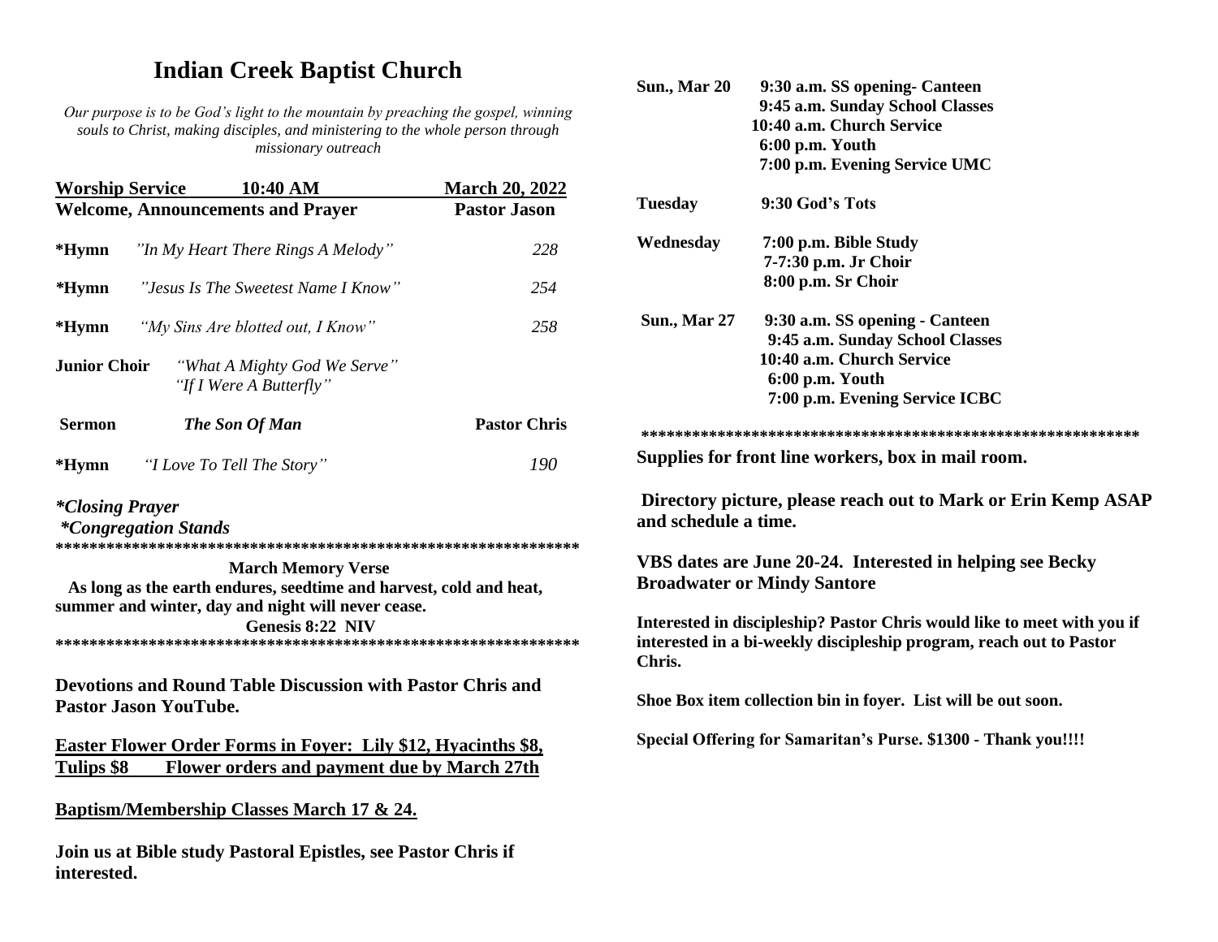# Indian Creek Baptist Church

*Our purpose is to be God's light to the mountain by preaching the gospel, winning souls to Christ, making disciples, and ministering to the whole person through missionary outreach*

**Worship Service 10:40 AM** — **March 20, 2022**

**Welcome, Announcements and Prayer** — **Pastor Jason**

**\*Hymn** *"In My Heart There Rings A Melody"* — *228*

**\*Hymn** *"Jesus Is The Sweetest Name I Know"* — *254*

**\*Hymn** *"My Sins Are blotted out, I Know"* — *258*

**Junior Choir** *"What A Mighty God We Serve"*
*"If I Were A Butterfly"*

**Sermon** ***The Son Of Man*** — **Pastor Chris**

**\*Hymn** *"I Love To Tell The Story"* — *190*

***\*Closing Prayer***
***\*Congregation Stands***

\*\*\*\*\*\*\*\*\*\*\*\*\*\*\*\*\*\*\*\*\*\*\*\*\*\*\*\*\*\*\*\*\*\*\*\*\*\*\*\*\*\*\*\*\*\*\*\*\*\*\*\*\*\*\*\*\*\*\*\*\*\*

**March Memory Verse**

**As long as the earth endures, seedtime and harvest, cold and heat, summer and winter, day and night will never cease.**

**Genesis 8:22 NIV**

\*\*\*\*\*\*\*\*\*\*\*\*\*\*\*\*\*\*\*\*\*\*\*\*\*\*\*\*\*\*\*\*\*\*\*\*\*\*\*\*\*\*\*\*\*\*\*\*\*\*\*\*\*\*\*\*\*\*\*\*\*\*

**Devotions and Round Table Discussion with Pastor Chris and Pastor Jason YouTube.**

**Easter Flower Order Forms in Foyer: Lily $12, Hyacinths $8, Tulips $8 Flower orders and payment due by March 27th**

**Baptism/Membership Classes March 17 & 24.**

**Join us at Bible study Pastoral Epistles, see Pastor Chris if interested.**

**Sun., Mar 20**
- **9:30 a.m. SS opening- Canteen**
- **9:45 a.m. Sunday School Classes**
- **10:40 a.m. Church Service**
- **6:00 p.m. Youth**
- **7:00 p.m. Evening Service UMC**

**Tuesday**
- **9:30 God's Tots**

**Wednesday**
- **7:00 p.m. Bible Study**
- **7-7:30 p.m. Jr Choir**
- **8:00 p.m. Sr Choir**

**Sun., Mar 27**
- **9:30 a.m. SS opening - Canteen**
- **9:45 a.m. Sunday School Classes**
- **10:40 a.m. Church Service**
- **6:00 p.m. Youth**
- **7:00 p.m. Evening Service ICBC**

\*\*\*\*\*\*\*\*\*\*\*\*\*\*\*\*\*\*\*\*\*\*\*\*\*\*\*\*\*\*\*\*\*\*\*\*\*\*\*\*\*\*\*\*\*\*\*\*\*\*\*\*\*\*\*\*\*\*\*\*

**Supplies for front line workers, box in mail room.**

**Directory picture, please reach out to Mark or Erin Kemp ASAP and schedule a time.**

**VBS dates are June 20-24. Interested in helping see Becky Broadwater or Mindy Santore**

**Interested in discipleship? Pastor Chris would like to meet with you if interested in a bi-weekly discipleship program, reach out to Pastor Chris.**

**Shoe Box item collection bin in foyer. List will be out soon.**

**Special Offering for Samaritan's Purse. $1300 - Thank you!!!!**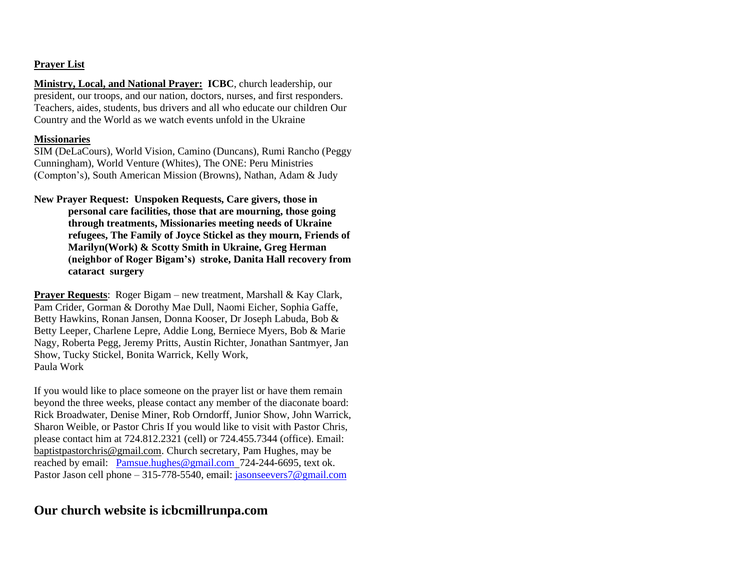**Prayer List**

**Ministry, Local, and National Prayer: ICBC**, church leadership, our president, our troops, and our nation, doctors, nurses, and first responders. Teachers, aides, students, bus drivers and all who educate our children Our Country and the World as we watch events unfold in the Ukraine

**Missionaries**

SIM (DeLaCours), World Vision, Camino (Duncans), Rumi Rancho (Peggy Cunningham), World Venture (Whites), The ONE: Peru Ministries (Compton's), South American Mission (Browns), Nathan, Adam & Judy

**New Prayer Request: Unspoken Requests, Care givers, those in personal care facilities, those that are mourning, those going through treatments, Missionaries meeting needs of Ukraine refugees, The Family of Joyce Stickel as they mourn, Friends of Marilyn(Work) & Scotty Smith in Ukraine, Greg Herman (neighbor of Roger Bigam's) stroke, Danita Hall recovery from cataract surgery**

**Prayer Requests**: Roger Bigam – new treatment, Marshall & Kay Clark, Pam Crider, Gorman & Dorothy Mae Dull, Naomi Eicher, Sophia Gaffe, Betty Hawkins, Ronan Jansen, Donna Kooser, Dr Joseph Labuda, Bob & Betty Leeper, Charlene Lepre, Addie Long, Berniece Myers, Bob & Marie Nagy, Roberta Pegg, Jeremy Pritts, Austin Richter, Jonathan Santmyer, Jan Show, Tucky Stickel, Bonita Warrick, Kelly Work,
Paula Work

If you would like to place someone on the prayer list or have them remain beyond the three weeks, please contact any member of the diaconate board: Rick Broadwater, Denise Miner, Rob Orndorff, Junior Show, John Warrick, Sharon Weible, or Pastor Chris If you would like to visit with Pastor Chris, please contact him at 724.812.2321 (cell) or 724.455.7344 (office). Email: baptistpastorchris@gmail.com. Church secretary, Pam Hughes, may be reached by email: Pamsue.hughes@gmail.com 724-244-6695, text ok. Pastor Jason cell phone – 315-778-5540, email: jasonseevers7@gmail.com

## Our church website is icbcmillrunpa.com